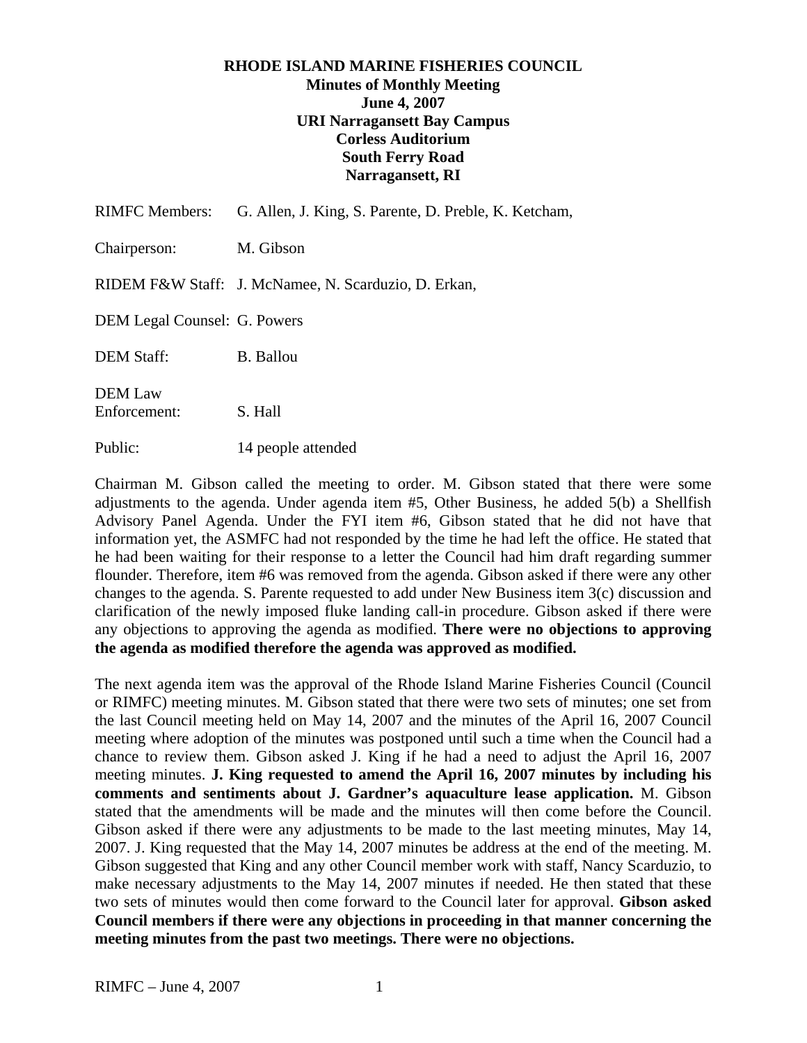**RHODE ISLAND MARINE FISHERIES COUNCIL**
**Minutes of Monthly Meeting**
**June 4, 2007**
**URI Narragansett Bay Campus**
**Corless Auditorium**
**South Ferry Road**
**Narragansett, RI**

RIMFC Members: G. Allen, J. King, S. Parente, D. Preble, K. Ketcham,

Chairperson: M. Gibson

RIDEM F&W Staff: J. McNamee, N. Scarduzio, D. Erkan,

DEM Legal Counsel: G. Powers

DEM Staff: B. Ballou

DEM Law Enforcement: S. Hall

Public: 14 people attended

Chairman M. Gibson called the meeting to order. M. Gibson stated that there were some adjustments to the agenda. Under agenda item #5, Other Business, he added 5(b) a Shellfish Advisory Panel Agenda. Under the FYI item #6, Gibson stated that he did not have that information yet, the ASMFC had not responded by the time he had left the office. He stated that he had been waiting for their response to a letter the Council had him draft regarding summer flounder. Therefore, item #6 was removed from the agenda. Gibson asked if there were any other changes to the agenda. S. Parente requested to add under New Business item 3(c) discussion and clarification of the newly imposed fluke landing call-in procedure. Gibson asked if there were any objections to approving the agenda as modified. **There were no objections to approving the agenda as modified therefore the agenda was approved as modified.**

The next agenda item was the approval of the Rhode Island Marine Fisheries Council (Council or RIMFC) meeting minutes. M. Gibson stated that there were two sets of minutes; one set from the last Council meeting held on May 14, 2007 and the minutes of the April 16, 2007 Council meeting where adoption of the minutes was postponed until such a time when the Council had a chance to review them. Gibson asked J. King if he had a need to adjust the April 16, 2007 meeting minutes. **J. King requested to amend the April 16, 2007 minutes by including his comments and sentiments about J. Gardner's aquaculture lease application.** M. Gibson stated that the amendments will be made and the minutes will then come before the Council. Gibson asked if there were any adjustments to be made to the last meeting minutes, May 14, 2007. J. King requested that the May 14, 2007 minutes be address at the end of the meeting. M. Gibson suggested that King and any other Council member work with staff, Nancy Scarduzio, to make necessary adjustments to the May 14, 2007 minutes if needed. He then stated that these two sets of minutes would then come forward to the Council later for approval. **Gibson asked Council members if there were any objections in proceeding in that manner concerning the meeting minutes from the past two meetings. There were no objections.**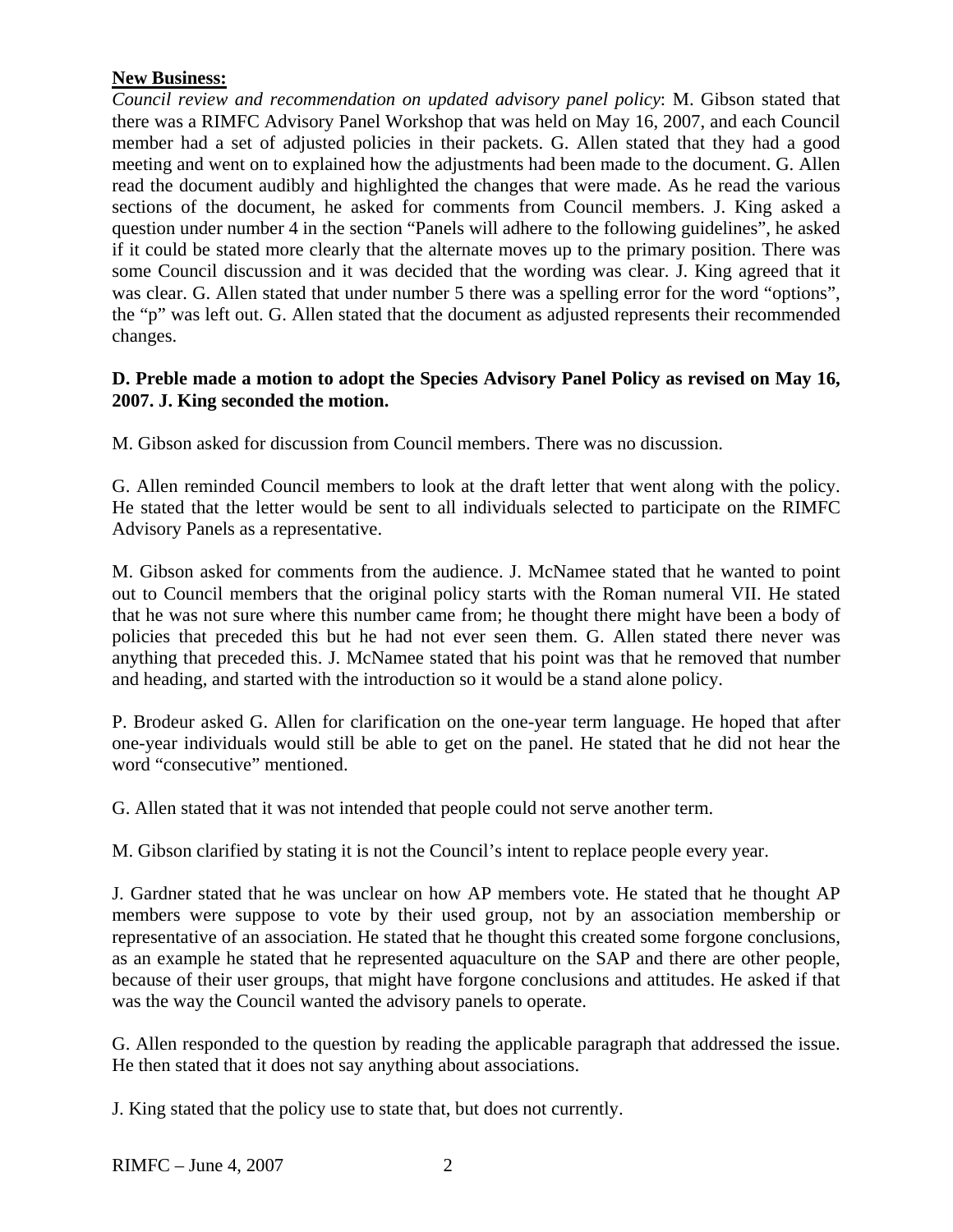**New Business:**

*Council review and recommendation on updated advisory panel policy*: M. Gibson stated that there was a RIMFC Advisory Panel Workshop that was held on May 16, 2007, and each Council member had a set of adjusted policies in their packets. G. Allen stated that they had a good meeting and went on to explained how the adjustments had been made to the document. G. Allen read the document audibly and highlighted the changes that were made. As he read the various sections of the document, he asked for comments from Council members. J. King asked a question under number 4 in the section "Panels will adhere to the following guidelines", he asked if it could be stated more clearly that the alternate moves up to the primary position. There was some Council discussion and it was decided that the wording was clear. J. King agreed that it was clear. G. Allen stated that under number 5 there was a spelling error for the word "options", the "p" was left out. G. Allen stated that the document as adjusted represents their recommended changes.

**D. Preble made a motion to adopt the Species Advisory Panel Policy as revised on May 16, 2007. J. King seconded the motion.**

M. Gibson asked for discussion from Council members. There was no discussion.

G. Allen reminded Council members to look at the draft letter that went along with the policy. He stated that the letter would be sent to all individuals selected to participate on the RIMFC Advisory Panels as a representative.

M. Gibson asked for comments from the audience. J. McNamee stated that he wanted to point out to Council members that the original policy starts with the Roman numeral VII. He stated that he was not sure where this number came from; he thought there might have been a body of policies that preceded this but he had not ever seen them. G. Allen stated there never was anything that preceded this. J. McNamee stated that his point was that he removed that number and heading, and started with the introduction so it would be a stand alone policy.

P. Brodeur asked G. Allen for clarification on the one-year term language. He hoped that after one-year individuals would still be able to get on the panel. He stated that he did not hear the word "consecutive" mentioned.

G. Allen stated that it was not intended that people could not serve another term.

M. Gibson clarified by stating it is not the Council's intent to replace people every year.

J. Gardner stated that he was unclear on how AP members vote. He stated that he thought AP members were suppose to vote by their used group, not by an association membership or representative of an association. He stated that he thought this created some forgone conclusions, as an example he stated that he represented aquaculture on the SAP and there are other people, because of their user groups, that might have forgone conclusions and attitudes. He asked if that was the way the Council wanted the advisory panels to operate.

G. Allen responded to the question by reading the applicable paragraph that addressed the issue. He then stated that it does not say anything about associations.

J. King stated that the policy use to state that, but does not currently.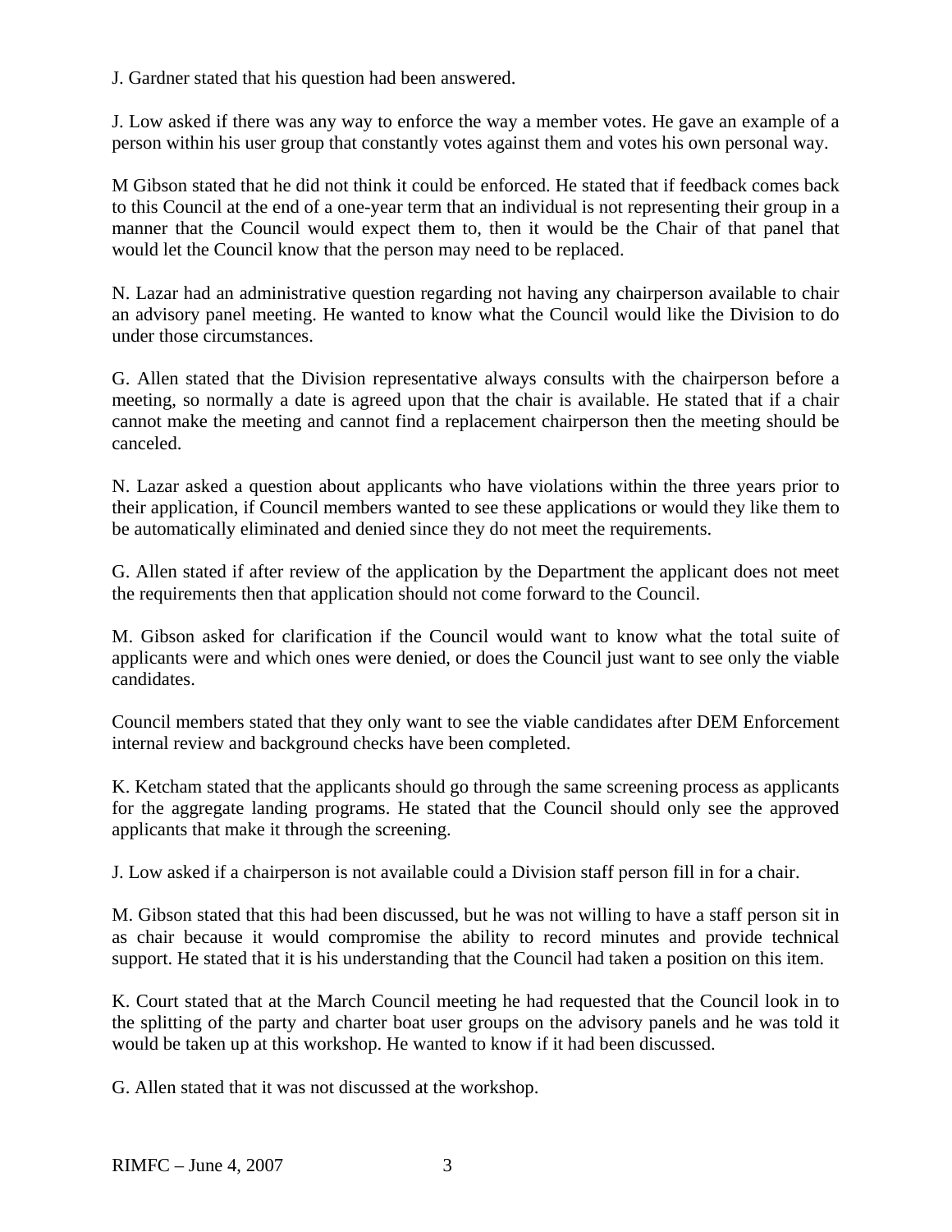J. Gardner stated that his question had been answered.

J. Low asked if there was any way to enforce the way a member votes. He gave an example of a person within his user group that constantly votes against them and votes his own personal way.

M Gibson stated that he did not think it could be enforced. He stated that if feedback comes back to this Council at the end of a one-year term that an individual is not representing their group in a manner that the Council would expect them to, then it would be the Chair of that panel that would let the Council know that the person may need to be replaced.

N. Lazar had an administrative question regarding not having any chairperson available to chair an advisory panel meeting. He wanted to know what the Council would like the Division to do under those circumstances.

G. Allen stated that the Division representative always consults with the chairperson before a meeting, so normally a date is agreed upon that the chair is available. He stated that if a chair cannot make the meeting and cannot find a replacement chairperson then the meeting should be canceled.

N. Lazar asked a question about applicants who have violations within the three years prior to their application, if Council members wanted to see these applications or would they like them to be automatically eliminated and denied since they do not meet the requirements.

G. Allen stated if after review of the application by the Department the applicant does not meet the requirements then that application should not come forward to the Council.

M. Gibson asked for clarification if the Council would want to know what the total suite of applicants were and which ones were denied, or does the Council just want to see only the viable candidates.

Council members stated that they only want to see the viable candidates after DEM Enforcement internal review and background checks have been completed.

K. Ketcham stated that the applicants should go through the same screening process as applicants for the aggregate landing programs. He stated that the Council should only see the approved applicants that make it through the screening.

J. Low asked if a chairperson is not available could a Division staff person fill in for a chair.

M. Gibson stated that this had been discussed, but he was not willing to have a staff person sit in as chair because it would compromise the ability to record minutes and provide technical support. He stated that it is his understanding that the Council had taken a position on this item.

K. Court stated that at the March Council meeting he had requested that the Council look in to the splitting of the party and charter boat user groups on the advisory panels and he was told it would be taken up at this workshop. He wanted to know if it had been discussed.

G. Allen stated that it was not discussed at the workshop.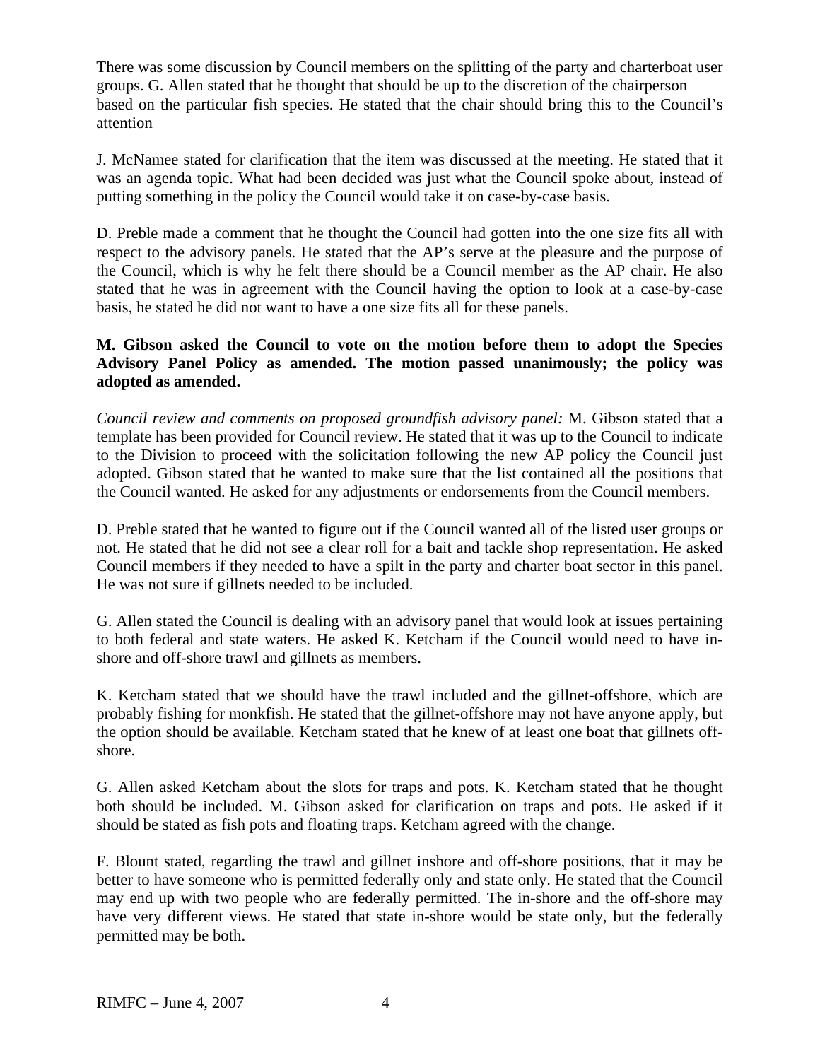There was some discussion by Council members on the splitting of the party and charterboat user groups. G. Allen stated that he thought that should be up to the discretion of the chairperson based on the particular fish species. He stated that the chair should bring this to the Council's attention

J. McNamee stated for clarification that the item was discussed at the meeting. He stated that it was an agenda topic. What had been decided was just what the Council spoke about, instead of putting something in the policy the Council would take it on case-by-case basis.

D. Preble made a comment that he thought the Council had gotten into the one size fits all with respect to the advisory panels. He stated that the AP's serve at the pleasure and the purpose of the Council, which is why he felt there should be a Council member as the AP chair. He also stated that he was in agreement with the Council having the option to look at a case-by-case basis, he stated he did not want to have a one size fits all for these panels.

**M. Gibson asked the Council to vote on the motion before them to adopt the Species Advisory Panel Policy as amended. The motion passed unanimously; the policy was adopted as amended.**

*Council review and comments on proposed groundfish advisory panel:* M. Gibson stated that a template has been provided for Council review. He stated that it was up to the Council to indicate to the Division to proceed with the solicitation following the new AP policy the Council just adopted. Gibson stated that he wanted to make sure that the list contained all the positions that the Council wanted. He asked for any adjustments or endorsements from the Council members.

D. Preble stated that he wanted to figure out if the Council wanted all of the listed user groups or not. He stated that he did not see a clear roll for a bait and tackle shop representation. He asked Council members if they needed to have a spilt in the party and charter boat sector in this panel. He was not sure if gillnets needed to be included.

G. Allen stated the Council is dealing with an advisory panel that would look at issues pertaining to both federal and state waters. He asked K. Ketcham if the Council would need to have in-shore and off-shore trawl and gillnets as members.

K. Ketcham stated that we should have the trawl included and the gillnet-offshore, which are probably fishing for monkfish. He stated that the gillnet-offshore may not have anyone apply, but the option should be available. Ketcham stated that he knew of at least one boat that gillnets off-shore.

G. Allen asked Ketcham about the slots for traps and pots. K. Ketcham stated that he thought both should be included. M. Gibson asked for clarification on traps and pots. He asked if it should be stated as fish pots and floating traps. Ketcham agreed with the change.

F. Blount stated, regarding the trawl and gillnet inshore and off-shore positions, that it may be better to have someone who is permitted federally only and state only. He stated that the Council may end up with two people who are federally permitted. The in-shore and the off-shore may have very different views. He stated that state in-shore would be state only, but the federally permitted may be both.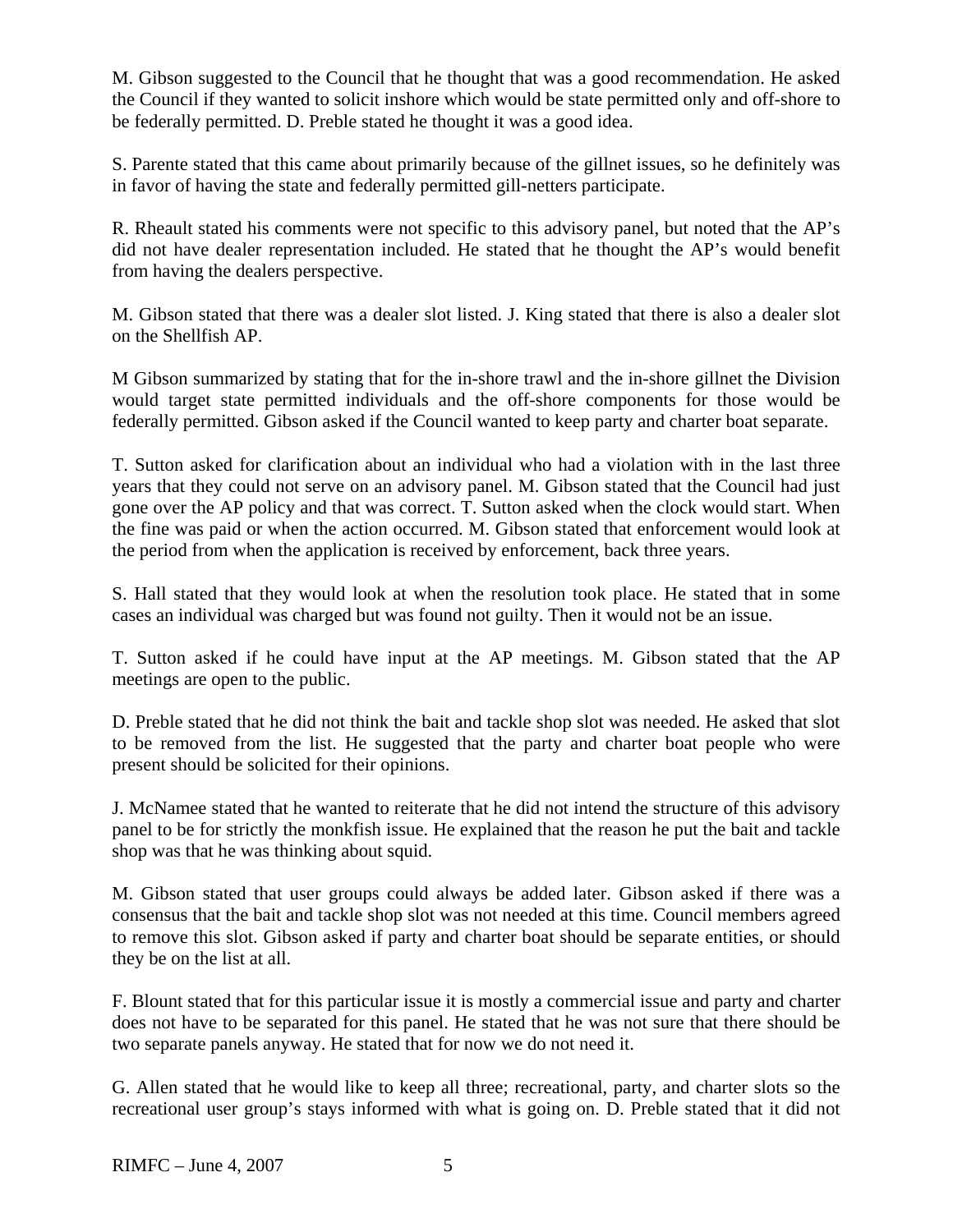M. Gibson suggested to the Council that he thought that was a good recommendation. He asked the Council if they wanted to solicit inshore which would be state permitted only and off-shore to be federally permitted. D. Preble stated he thought it was a good idea.

S. Parente stated that this came about primarily because of the gillnet issues, so he definitely was in favor of having the state and federally permitted gill-netters participate.

R. Rheault stated his comments were not specific to this advisory panel, but noted that the AP's did not have dealer representation included. He stated that he thought the AP's would benefit from having the dealers perspective.

M. Gibson stated that there was a dealer slot listed. J. King stated that there is also a dealer slot on the Shellfish AP.

M Gibson summarized by stating that for the in-shore trawl and the in-shore gillnet the Division would target state permitted individuals and the off-shore components for those would be federally permitted. Gibson asked if the Council wanted to keep party and charter boat separate.

T. Sutton asked for clarification about an individual who had a violation with in the last three years that they could not serve on an advisory panel. M. Gibson stated that the Council had just gone over the AP policy and that was correct. T. Sutton asked when the clock would start. When the fine was paid or when the action occurred. M. Gibson stated that enforcement would look at the period from when the application is received by enforcement, back three years.

S. Hall stated that they would look at when the resolution took place. He stated that in some cases an individual was charged but was found not guilty. Then it would not be an issue.

T. Sutton asked if he could have input at the AP meetings. M. Gibson stated that the AP meetings are open to the public.

D. Preble stated that he did not think the bait and tackle shop slot was needed. He asked that slot to be removed from the list. He suggested that the party and charter boat people who were present should be solicited for their opinions.

J. McNamee stated that he wanted to reiterate that he did not intend the structure of this advisory panel to be for strictly the monkfish issue. He explained that the reason he put the bait and tackle shop was that he was thinking about squid.

M. Gibson stated that user groups could always be added later. Gibson asked if there was a consensus that the bait and tackle shop slot was not needed at this time. Council members agreed to remove this slot. Gibson asked if party and charter boat should be separate entities, or should they be on the list at all.

F. Blount stated that for this particular issue it is mostly a commercial issue and party and charter does not have to be separated for this panel. He stated that he was not sure that there should be two separate panels anyway. He stated that for now we do not need it.

G. Allen stated that he would like to keep all three; recreational, party, and charter slots so the recreational user group's stays informed with what is going on. D. Preble stated that it did not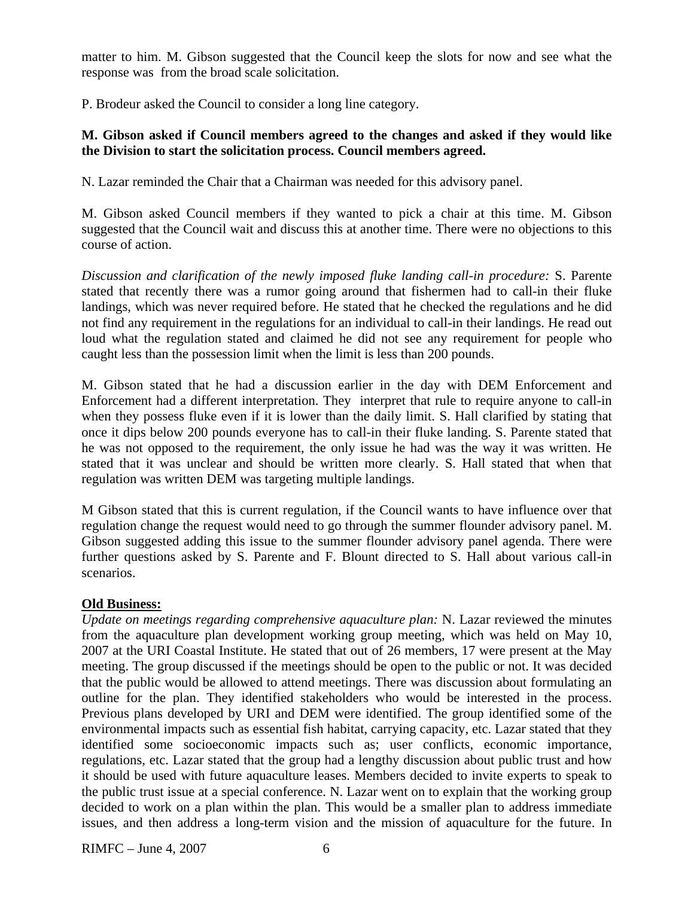matter to him. M. Gibson suggested that the Council keep the slots for now and see what the response was from the broad scale solicitation.

P. Brodeur asked the Council to consider a long line category.

**M. Gibson asked if Council members agreed to the changes and asked if they would like the Division to start the solicitation process. Council members agreed.**

N. Lazar reminded the Chair that a Chairman was needed for this advisory panel.

M. Gibson asked Council members if they wanted to pick a chair at this time. M. Gibson suggested that the Council wait and discuss this at another time. There were no objections to this course of action.

*Discussion and clarification of the newly imposed fluke landing call-in procedure:* S. Parente stated that recently there was a rumor going around that fishermen had to call-in their fluke landings, which was never required before. He stated that he checked the regulations and he did not find any requirement in the regulations for an individual to call-in their landings. He read out loud what the regulation stated and claimed he did not see any requirement for people who caught less than the possession limit when the limit is less than 200 pounds.

M. Gibson stated that he had a discussion earlier in the day with DEM Enforcement and Enforcement had a different interpretation. They interpret that rule to require anyone to call-in when they possess fluke even if it is lower than the daily limit. S. Hall clarified by stating that once it dips below 200 pounds everyone has to call-in their fluke landing. S. Parente stated that he was not opposed to the requirement, the only issue he had was the way it was written. He stated that it was unclear and should be written more clearly. S. Hall stated that when that regulation was written DEM was targeting multiple landings.

M Gibson stated that this is current regulation, if the Council wants to have influence over that regulation change the request would need to go through the summer flounder advisory panel. M. Gibson suggested adding this issue to the summer flounder advisory panel agenda. There were further questions asked by S. Parente and F. Blount directed to S. Hall about various call-in scenarios.

**Old Business:**

*Update on meetings regarding comprehensive aquaculture plan:* N. Lazar reviewed the minutes from the aquaculture plan development working group meeting, which was held on May 10, 2007 at the URI Coastal Institute. He stated that out of 26 members, 17 were present at the May meeting. The group discussed if the meetings should be open to the public or not. It was decided that the public would be allowed to attend meetings. There was discussion about formulating an outline for the plan. They identified stakeholders who would be interested in the process. Previous plans developed by URI and DEM were identified. The group identified some of the environmental impacts such as essential fish habitat, carrying capacity, etc. Lazar stated that they identified some socioeconomic impacts such as; user conflicts, economic importance, regulations, etc. Lazar stated that the group had a lengthy discussion about public trust and how it should be used with future aquaculture leases. Members decided to invite experts to speak to the public trust issue at a special conference. N. Lazar went on to explain that the working group decided to work on a plan within the plan. This would be a smaller plan to address immediate issues, and then address a long-term vision and the mission of aquaculture for the future. In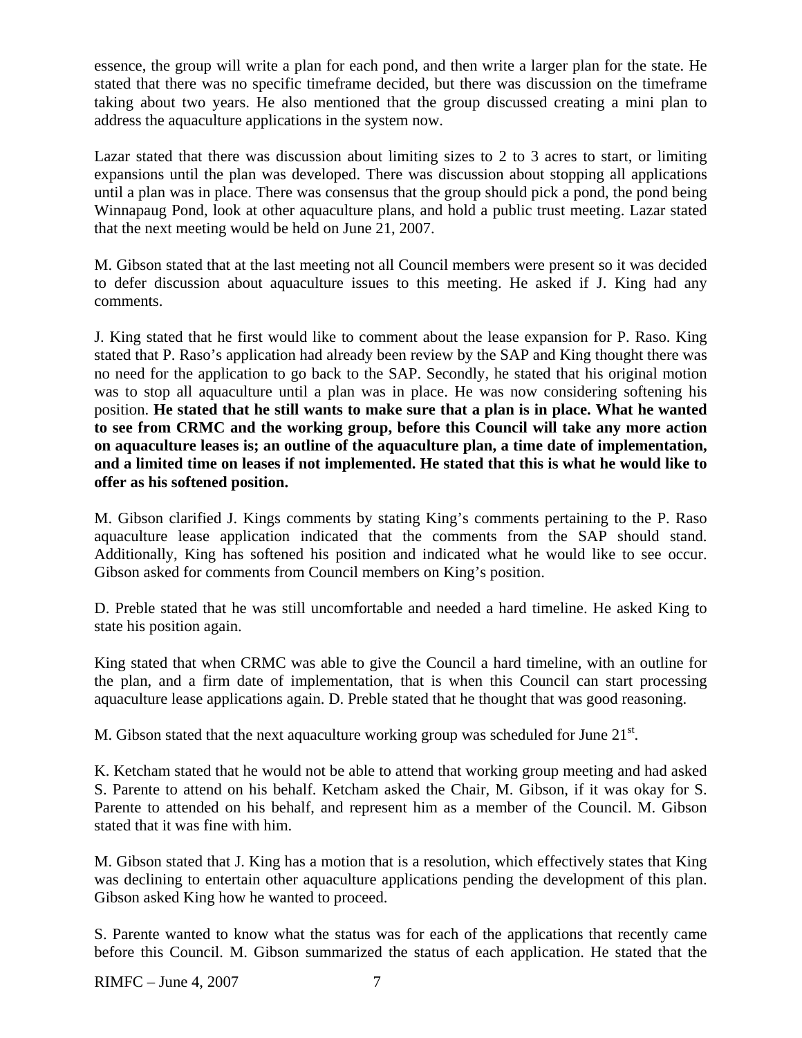essence, the group will write a plan for each pond, and then write a larger plan for the state. He stated that there was no specific timeframe decided, but there was discussion on the timeframe taking about two years. He also mentioned that the group discussed creating a mini plan to address the aquaculture applications in the system now.

Lazar stated that there was discussion about limiting sizes to 2 to 3 acres to start, or limiting expansions until the plan was developed. There was discussion about stopping all applications until a plan was in place. There was consensus that the group should pick a pond, the pond being Winnapaug Pond, look at other aquaculture plans, and hold a public trust meeting. Lazar stated that the next meeting would be held on June 21, 2007.

M. Gibson stated that at the last meeting not all Council members were present so it was decided to defer discussion about aquaculture issues to this meeting. He asked if J. King had any comments.

J. King stated that he first would like to comment about the lease expansion for P. Raso. King stated that P. Raso's application had already been review by the SAP and King thought there was no need for the application to go back to the SAP. Secondly, he stated that his original motion was to stop all aquaculture until a plan was in place. He was now considering softening his position. **He stated that he still wants to make sure that a plan is in place. What he wanted to see from CRMC and the working group, before this Council will take any more action on aquaculture leases is; an outline of the aquaculture plan, a time date of implementation, and a limited time on leases if not implemented. He stated that this is what he would like to offer as his softened position.**

M. Gibson clarified J. Kings comments by stating King's comments pertaining to the P. Raso aquaculture lease application indicated that the comments from the SAP should stand. Additionally, King has softened his position and indicated what he would like to see occur. Gibson asked for comments from Council members on King's position.

D. Preble stated that he was still uncomfortable and needed a hard timeline. He asked King to state his position again.

King stated that when CRMC was able to give the Council a hard timeline, with an outline for the plan, and a firm date of implementation, that is when this Council can start processing aquaculture lease applications again. D. Preble stated that he thought that was good reasoning.

M. Gibson stated that the next aquaculture working group was scheduled for June 21st.

K. Ketcham stated that he would not be able to attend that working group meeting and had asked S. Parente to attend on his behalf. Ketcham asked the Chair, M. Gibson, if it was okay for S. Parente to attended on his behalf, and represent him as a member of the Council. M. Gibson stated that it was fine with him.

M. Gibson stated that J. King has a motion that is a resolution, which effectively states that King was declining to entertain other aquaculture applications pending the development of this plan. Gibson asked King how he wanted to proceed.

S. Parente wanted to know what the status was for each of the applications that recently came before this Council. M. Gibson summarized the status of each application. He stated that the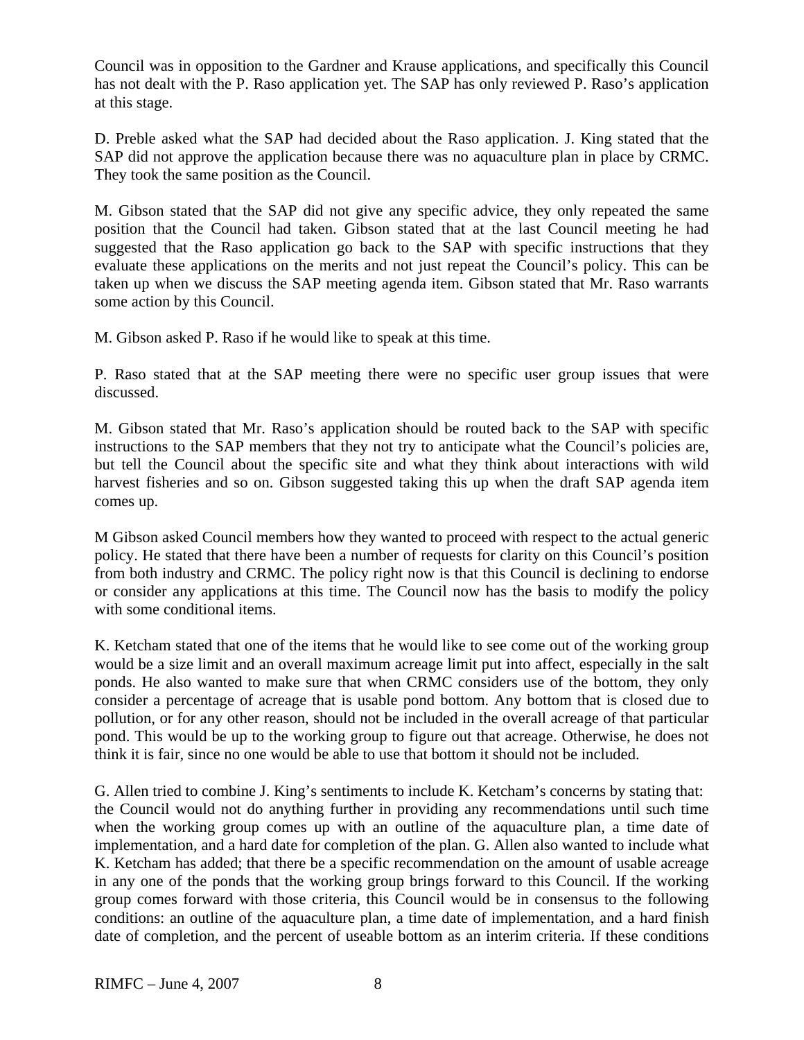Council was in opposition to the Gardner and Krause applications, and specifically this Council has not dealt with the P. Raso application yet. The SAP has only reviewed P. Raso's application at this stage.

D. Preble asked what the SAP had decided about the Raso application. J. King stated that the SAP did not approve the application because there was no aquaculture plan in place by CRMC. They took the same position as the Council.

M. Gibson stated that the SAP did not give any specific advice, they only repeated the same position that the Council had taken. Gibson stated that at the last Council meeting he had suggested that the Raso application go back to the SAP with specific instructions that they evaluate these applications on the merits and not just repeat the Council's policy. This can be taken up when we discuss the SAP meeting agenda item. Gibson stated that Mr. Raso warrants some action by this Council.

M. Gibson asked P. Raso if he would like to speak at this time.

P. Raso stated that at the SAP meeting there were no specific user group issues that were discussed.

M. Gibson stated that Mr. Raso's application should be routed back to the SAP with specific instructions to the SAP members that they not try to anticipate what the Council's policies are, but tell the Council about the specific site and what they think about interactions with wild harvest fisheries and so on. Gibson suggested taking this up when the draft SAP agenda item comes up.

M Gibson asked Council members how they wanted to proceed with respect to the actual generic policy. He stated that there have been a number of requests for clarity on this Council's position from both industry and CRMC. The policy right now is that this Council is declining to endorse or consider any applications at this time. The Council now has the basis to modify the policy with some conditional items.

K. Ketcham stated that one of the items that he would like to see come out of the working group would be a size limit and an overall maximum acreage limit put into affect, especially in the salt ponds. He also wanted to make sure that when CRMC considers use of the bottom, they only consider a percentage of acreage that is usable pond bottom. Any bottom that is closed due to pollution, or for any other reason, should not be included in the overall acreage of that particular pond. This would be up to the working group to figure out that acreage. Otherwise, he does not think it is fair, since no one would be able to use that bottom it should not be included.

G. Allen tried to combine J. King's sentiments to include K. Ketcham's concerns by stating that: the Council would not do anything further in providing any recommendations until such time when the working group comes up with an outline of the aquaculture plan, a time date of implementation, and a hard date for completion of the plan. G. Allen also wanted to include what K. Ketcham has added; that there be a specific recommendation on the amount of usable acreage in any one of the ponds that the working group brings forward to this Council. If the working group comes forward with those criteria, this Council would be in consensus to the following conditions: an outline of the aquaculture plan, a time date of implementation, and a hard finish date of completion, and the percent of useable bottom as an interim criteria. If these conditions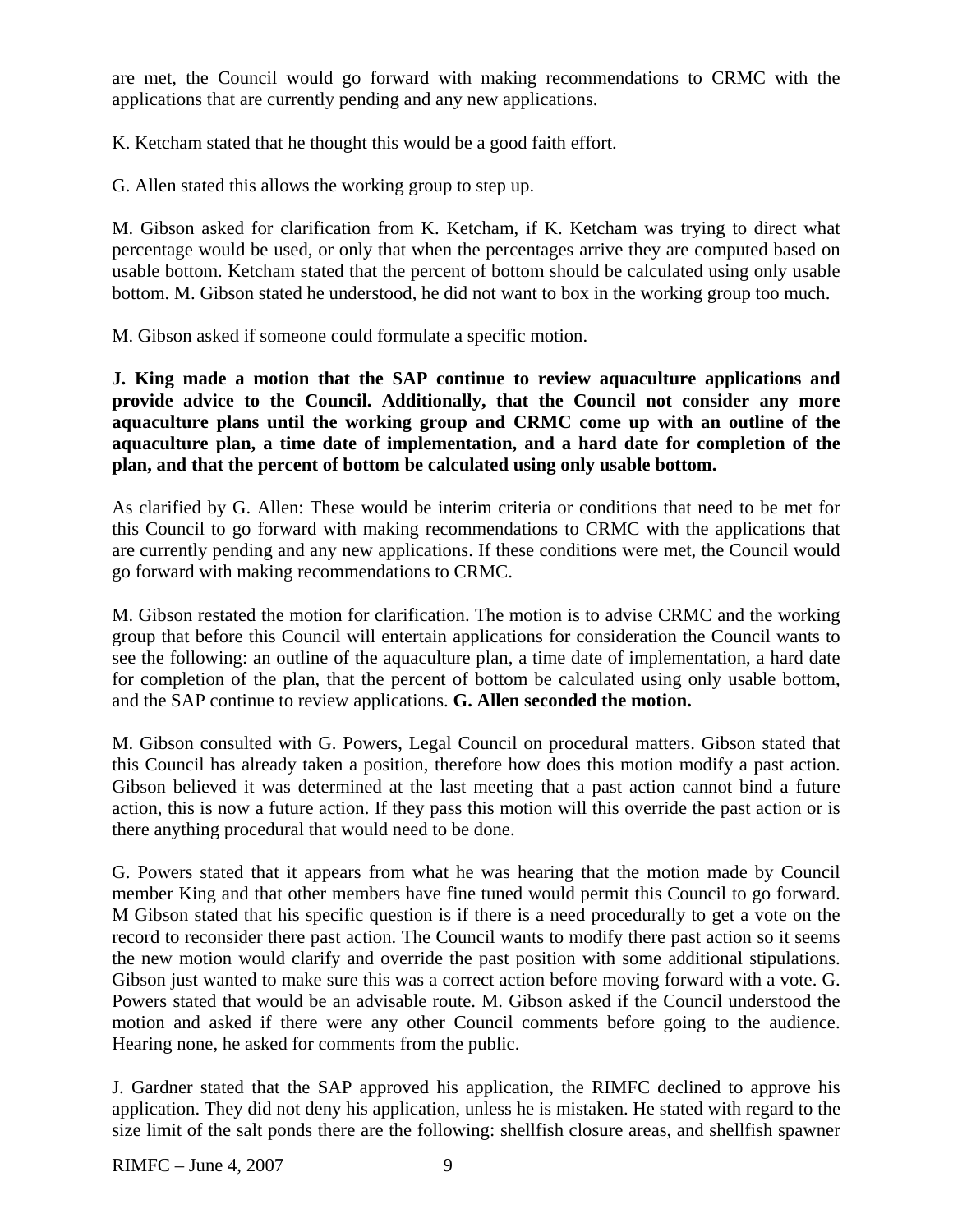are met, the Council would go forward with making recommendations to CRMC with the applications that are currently pending and any new applications.

K. Ketcham stated that he thought this would be a good faith effort.

G. Allen stated this allows the working group to step up.

M. Gibson asked for clarification from K. Ketcham, if K. Ketcham was trying to direct what percentage would be used, or only that when the percentages arrive they are computed based on usable bottom. Ketcham stated that the percent of bottom should be calculated using only usable bottom. M. Gibson stated he understood, he did not want to box in the working group too much.

M. Gibson asked if someone could formulate a specific motion.

**J. King made a motion that the SAP continue to review aquaculture applications and provide advice to the Council. Additionally, that the Council not consider any more aquaculture plans until the working group and CRMC come up with an outline of the aquaculture plan, a time date of implementation, and a hard date for completion of the plan, and that the percent of bottom be calculated using only usable bottom.**

As clarified by G. Allen: These would be interim criteria or conditions that need to be met for this Council to go forward with making recommendations to CRMC with the applications that are currently pending and any new applications. If these conditions were met, the Council would go forward with making recommendations to CRMC.

M. Gibson restated the motion for clarification. The motion is to advise CRMC and the working group that before this Council will entertain applications for consideration the Council wants to see the following: an outline of the aquaculture plan, a time date of implementation, a hard date for completion of the plan, that the percent of bottom be calculated using only usable bottom, and the SAP continue to review applications. **G. Allen seconded the motion.**

M. Gibson consulted with G. Powers, Legal Council on procedural matters. Gibson stated that this Council has already taken a position, therefore how does this motion modify a past action. Gibson believed it was determined at the last meeting that a past action cannot bind a future action, this is now a future action. If they pass this motion will this override the past action or is there anything procedural that would need to be done.

G. Powers stated that it appears from what he was hearing that the motion made by Council member King and that other members have fine tuned would permit this Council to go forward. M Gibson stated that his specific question is if there is a need procedurally to get a vote on the record to reconsider there past action. The Council wants to modify there past action so it seems the new motion would clarify and override the past position with some additional stipulations. Gibson just wanted to make sure this was a correct action before moving forward with a vote. G. Powers stated that would be an advisable route. M. Gibson asked if the Council understood the motion and asked if there were any other Council comments before going to the audience. Hearing none, he asked for comments from the public.

J. Gardner stated that the SAP approved his application, the RIMFC declined to approve his application. They did not deny his application, unless he is mistaken. He stated with regard to the size limit of the salt ponds there are the following: shellfish closure areas, and shellfish spawner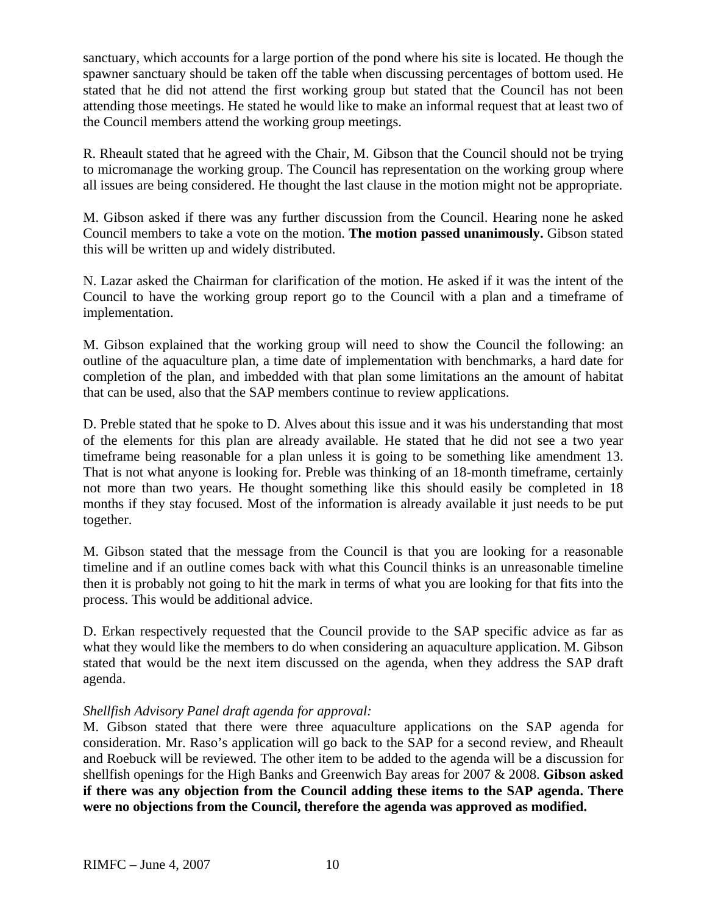sanctuary, which accounts for a large portion of the pond where his site is located. He though the spawner sanctuary should be taken off the table when discussing percentages of bottom used. He stated that he did not attend the first working group but stated that the Council has not been attending those meetings. He stated he would like to make an informal request that at least two of the Council members attend the working group meetings.

R. Rheault stated that he agreed with the Chair, M. Gibson that the Council should not be trying to micromanage the working group. The Council has representation on the working group where all issues are being considered. He thought the last clause in the motion might not be appropriate.

M. Gibson asked if there was any further discussion from the Council. Hearing none he asked Council members to take a vote on the motion. **The motion passed unanimously.** Gibson stated this will be written up and widely distributed.

N. Lazar asked the Chairman for clarification of the motion. He asked if it was the intent of the Council to have the working group report go to the Council with a plan and a timeframe of implementation.

M. Gibson explained that the working group will need to show the Council the following: an outline of the aquaculture plan, a time date of implementation with benchmarks, a hard date for completion of the plan, and imbedded with that plan some limitations an the amount of habitat that can be used, also that the SAP members continue to review applications.

D. Preble stated that he spoke to D. Alves about this issue and it was his understanding that most of the elements for this plan are already available. He stated that he did not see a two year timeframe being reasonable for a plan unless it is going to be something like amendment 13. That is not what anyone is looking for. Preble was thinking of an 18-month timeframe, certainly not more than two years. He thought something like this should easily be completed in 18 months if they stay focused. Most of the information is already available it just needs to be put together.

M. Gibson stated that the message from the Council is that you are looking for a reasonable timeline and if an outline comes back with what this Council thinks is an unreasonable timeline then it is probably not going to hit the mark in terms of what you are looking for that fits into the process. This would be additional advice.

D. Erkan respectively requested that the Council provide to the SAP specific advice as far as what they would like the members to do when considering an aquaculture application. M. Gibson stated that would be the next item discussed on the agenda, when they address the SAP draft agenda.

*Shellfish Advisory Panel draft agenda for approval:*
M. Gibson stated that there were three aquaculture applications on the SAP agenda for consideration. Mr. Raso's application will go back to the SAP for a second review, and Rheault and Roebuck will be reviewed. The other item to be added to the agenda will be a discussion for shellfish openings for the High Banks and Greenwich Bay areas for 2007 & 2008. **Gibson asked if there was any objection from the Council adding these items to the SAP agenda. There were no objections from the Council, therefore the agenda was approved as modified.**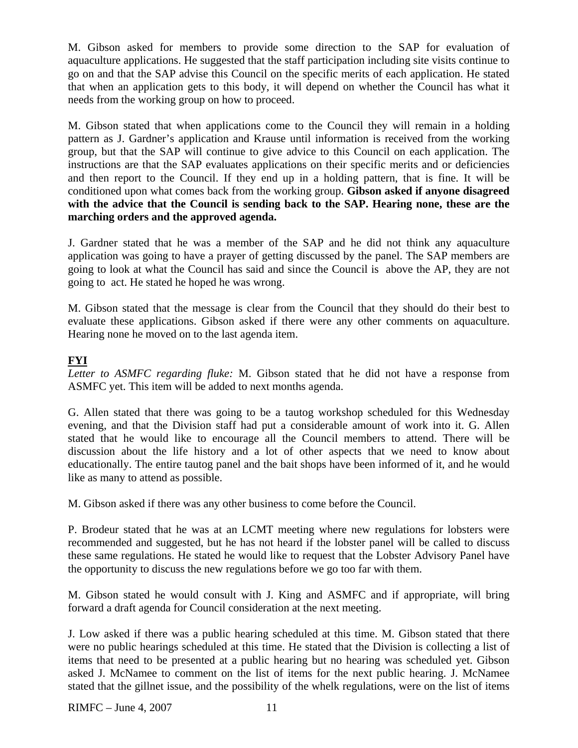M. Gibson asked for members to provide some direction to the SAP for evaluation of aquaculture applications. He suggested that the staff participation including site visits continue to go on and that the SAP advise this Council on the specific merits of each application. He stated that when an application gets to this body, it will depend on whether the Council has what it needs from the working group on how to proceed.

M. Gibson stated that when applications come to the Council they will remain in a holding pattern as J. Gardner's application and Krause until information is received from the working group, but that the SAP will continue to give advice to this Council on each application. The instructions are that the SAP evaluates applications on their specific merits and or deficiencies and then report to the Council. If they end up in a holding pattern, that is fine. It will be conditioned upon what comes back from the working group. **Gibson asked if anyone disagreed with the advice that the Council is sending back to the SAP. Hearing none, these are the marching orders and the approved agenda.**

J. Gardner stated that he was a member of the SAP and he did not think any aquaculture application was going to have a prayer of getting discussed by the panel. The SAP members are going to look at what the Council has said and since the Council is above the AP, they are not going to act. He stated he hoped he was wrong.

M. Gibson stated that the message is clear from the Council that they should do their best to evaluate these applications. Gibson asked if there were any other comments on aquaculture. Hearing none he moved on to the last agenda item.

**FYI**

*Letter to ASMFC regarding fluke:* M. Gibson stated that he did not have a response from ASMFC yet. This item will be added to next months agenda.

G. Allen stated that there was going to be a tautog workshop scheduled for this Wednesday evening, and that the Division staff had put a considerable amount of work into it. G. Allen stated that he would like to encourage all the Council members to attend. There will be discussion about the life history and a lot of other aspects that we need to know about educationally. The entire tautog panel and the bait shops have been informed of it, and he would like as many to attend as possible.

M. Gibson asked if there was any other business to come before the Council.

P. Brodeur stated that he was at an LCMT meeting where new regulations for lobsters were recommended and suggested, but he has not heard if the lobster panel will be called to discuss these same regulations. He stated he would like to request that the Lobster Advisory Panel have the opportunity to discuss the new regulations before we go too far with them.

M. Gibson stated he would consult with J. King and ASMFC and if appropriate, will bring forward a draft agenda for Council consideration at the next meeting.

J. Low asked if there was a public hearing scheduled at this time. M. Gibson stated that there were no public hearings scheduled at this time. He stated that the Division is collecting a list of items that need to be presented at a public hearing but no hearing was scheduled yet. Gibson asked J. McNamee to comment on the list of items for the next public hearing. J. McNamee stated that the gillnet issue, and the possibility of the whelk regulations, were on the list of items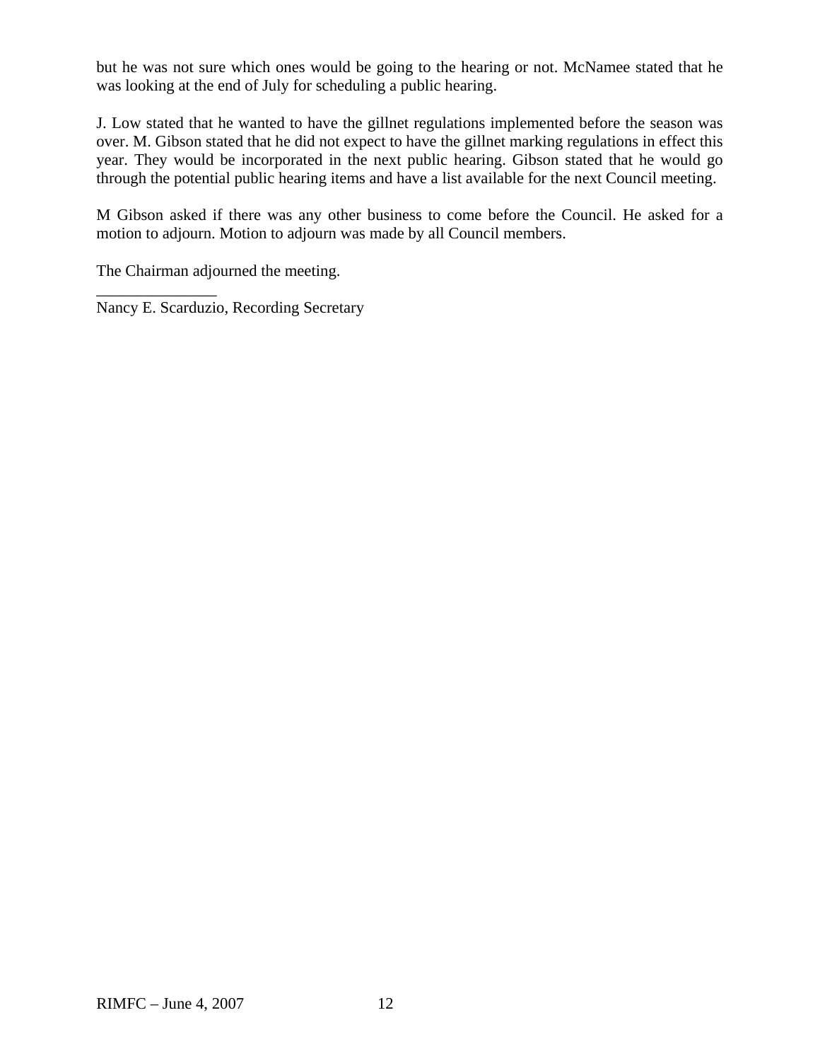but he was not sure which ones would be going to the hearing or not. McNamee stated that he was looking at the end of July for scheduling a public hearing.

J. Low stated that he wanted to have the gillnet regulations implemented before the season was over. M. Gibson stated that he did not expect to have the gillnet marking regulations in effect this year. They would be incorporated in the next public hearing. Gibson stated that he would go through the potential public hearing items and have a list available for the next Council meeting.

M Gibson asked if there was any other business to come before the Council. He asked for a motion to adjourn. Motion to adjourn was made by all Council members.

The Chairman adjourned the meeting.

_______________
Nancy E. Scarduzio, Recording Secretary